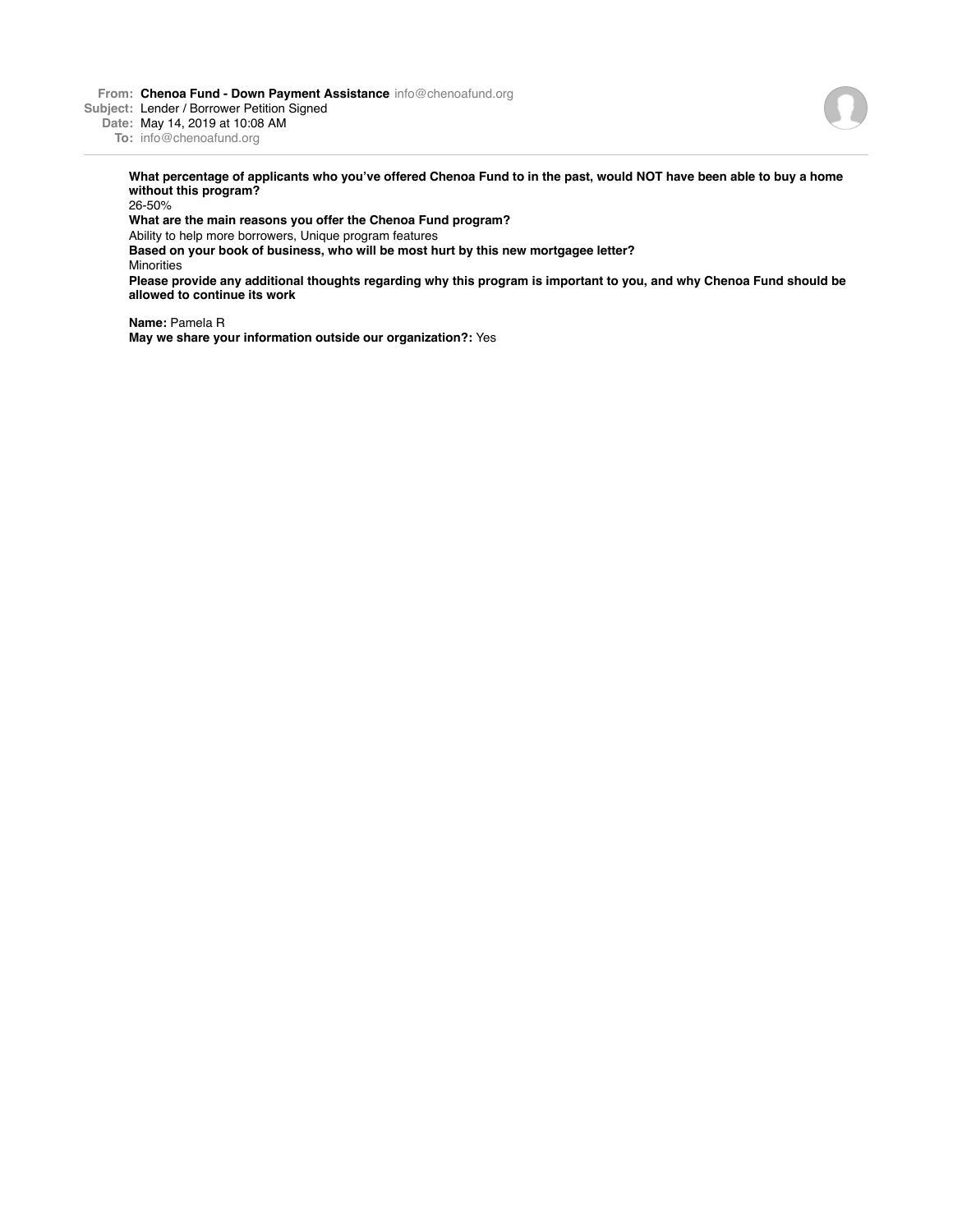**From:** **Chenoa Fund - Down Payment Assistance** info@chenoafund.org
**Subject:** Lender / Borrower Petition Signed
**Date:** May 14, 2019 at 10:08 AM
**To:** info@chenoafund.org

---

**What percentage of applicants who you've offered Chenoa Fund to in the past, would NOT have been able to buy a home without this program?**
26-50%
**What are the main reasons you offer the Chenoa Fund program?**
Ability to help more borrowers, Unique program features
**Based on your book of business, who will be most hurt by this new mortgagee letter?**
Minorities
**Please provide any additional thoughts regarding why this program is important to you, and why Chenoa Fund should be allowed to continue its work**

**Name:** Pamela R
**May we share your information outside our organization?:** Yes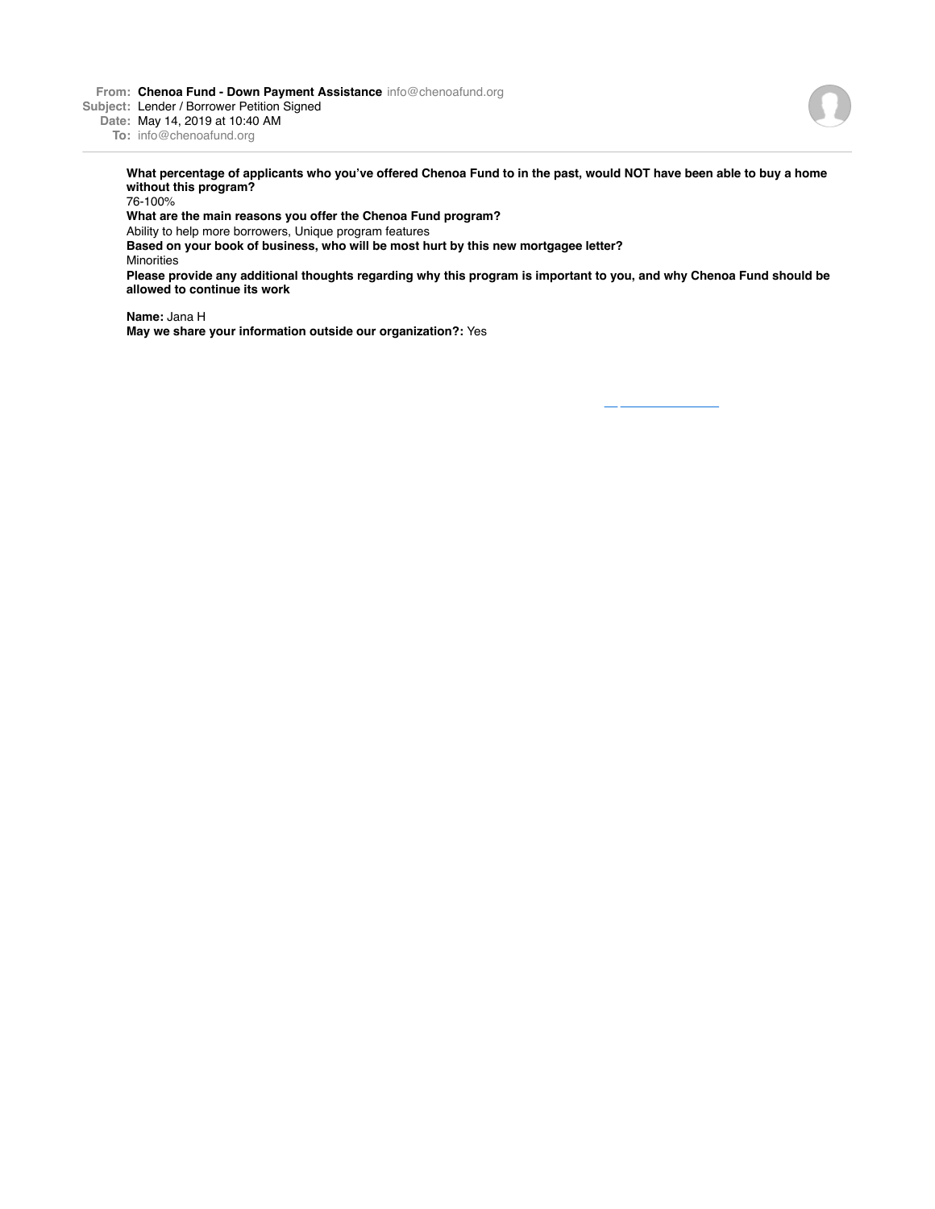**From:** **Chenoa Fund - Down Payment Assistance** info@chenoafund.org
**Subject:** Lender / Borrower Petition Signed
**Date:** May 14, 2019 at 10:40 AM
**To:** info@chenoafund.org

**What percentage of applicants who you've offered Chenoa Fund to in the past, would NOT have been able to buy a home without this program?**
76-100%
**What are the main reasons you offer the Chenoa Fund program?**
Ability to help more borrowers, Unique program features
**Based on your book of business, who will be most hurt by this new mortgagee letter?**
Minorities
**Please provide any additional thoughts regarding why this program is important to you, and why Chenoa Fund should be allowed to continue its work**

**Name:** Jana H
**May we share your information outside our organization?:** Yes